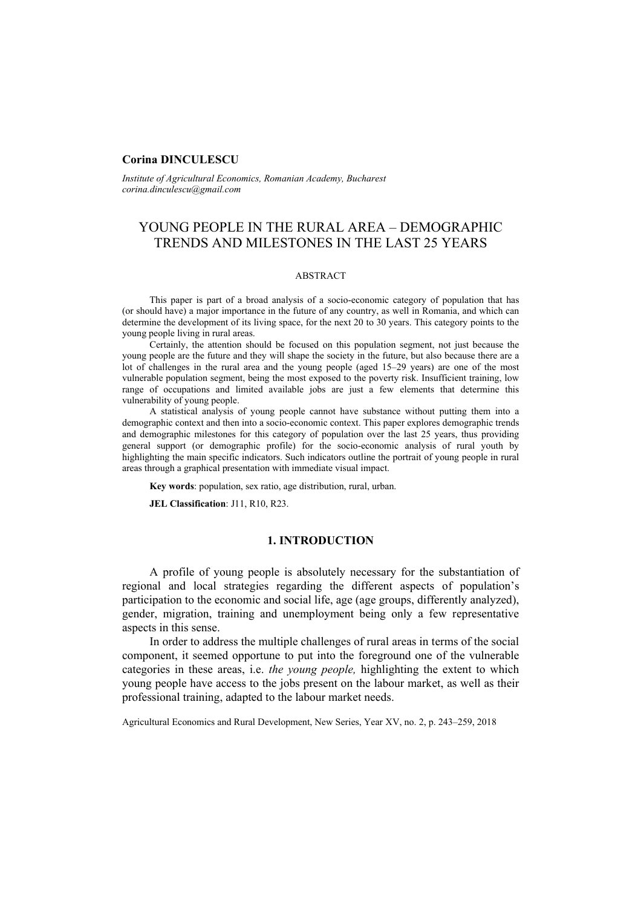**Corina DINCULESCU**

*Institute of Agricultural Economics, Romanian Academy, Bucharest*
*corina.dinculescu@gmail.com*

# YOUNG PEOPLE IN THE RURAL AREA – DEMOGRAPHIC TRENDS AND MILESTONES IN THE LAST 25 YEARS

## ABSTRACT

This paper is part of a broad analysis of a socio-economic category of population that has (or should have) a major importance in the future of any country, as well in Romania, and which can determine the development of its living space, for the next 20 to 30 years. This category points to the young people living in rural areas.

Certainly, the attention should be focused on this population segment, not just because the young people are the future and they will shape the society in the future, but also because there are a lot of challenges in the rural area and the young people (aged 15–29 years) are one of the most vulnerable population segment, being the most exposed to the poverty risk. Insufficient training, low range of occupations and limited available jobs are just a few elements that determine this vulnerability of young people.

A statistical analysis of young people cannot have substance without putting them into a demographic context and then into a socio-economic context. This paper explores demographic trends and demographic milestones for this category of population over the last 25 years, thus providing general support (or demographic profile) for the socio-economic analysis of rural youth by highlighting the main specific indicators. Such indicators outline the portrait of young people in rural areas through a graphical presentation with immediate visual impact.

**Key words**: population, sex ratio, age distribution, rural, urban.

**JEL Classification**: J11, R10, R23.

## 1. INTRODUCTION

A profile of young people is absolutely necessary for the substantiation of regional and local strategies regarding the different aspects of population's participation to the economic and social life, age (age groups, differently analyzed), gender, migration, training and unemployment being only a few representative aspects in this sense.

In order to address the multiple challenges of rural areas in terms of the social component, it seemed opportune to put into the foreground one of the vulnerable categories in these areas, i.e. *the young people,* highlighting the extent to which young people have access to the jobs present on the labour market, as well as their professional training, adapted to the labour market needs.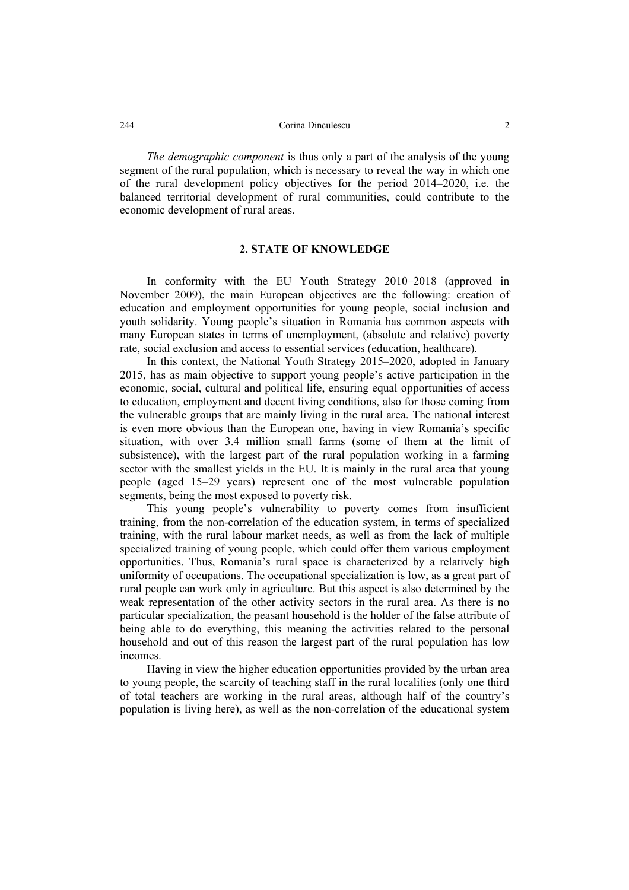*The demographic component* is thus only a part of the analysis of the young segment of the rural population, which is necessary to reveal the way in which one of the rural development policy objectives for the period 2014–2020, i.e. the balanced territorial development of rural communities, could contribute to the economic development of rural areas.

## 2. STATE OF KNOWLEDGE

In conformity with the EU Youth Strategy 2010–2018 (approved in November 2009), the main European objectives are the following: creation of education and employment opportunities for young people, social inclusion and youth solidarity. Young people's situation in Romania has common aspects with many European states in terms of unemployment, (absolute and relative) poverty rate, social exclusion and access to essential services (education, healthcare).

In this context, the National Youth Strategy 2015–2020, adopted in January 2015, has as main objective to support young people's active participation in the economic, social, cultural and political life, ensuring equal opportunities of access to education, employment and decent living conditions, also for those coming from the vulnerable groups that are mainly living in the rural area. The national interest is even more obvious than the European one, having in view Romania's specific situation, with over 3.4 million small farms (some of them at the limit of subsistence), with the largest part of the rural population working in a farming sector with the smallest yields in the EU. It is mainly in the rural area that young people (aged 15–29 years) represent one of the most vulnerable population segments, being the most exposed to poverty risk.

This young people's vulnerability to poverty comes from insufficient training, from the non-correlation of the education system, in terms of specialized training, with the rural labour market needs, as well as from the lack of multiple specialized training of young people, which could offer them various employment opportunities. Thus, Romania's rural space is characterized by a relatively high uniformity of occupations. The occupational specialization is low, as a great part of rural people can work only in agriculture. But this aspect is also determined by the weak representation of the other activity sectors in the rural area. As there is no particular specialization, the peasant household is the holder of the false attribute of being able to do everything, this meaning the activities related to the personal household and out of this reason the largest part of the rural population has low incomes.

Having in view the higher education opportunities provided by the urban area to young people, the scarcity of teaching staff in the rural localities (only one third of total teachers are working in the rural areas, although half of the country's population is living here), as well as the non-correlation of the educational system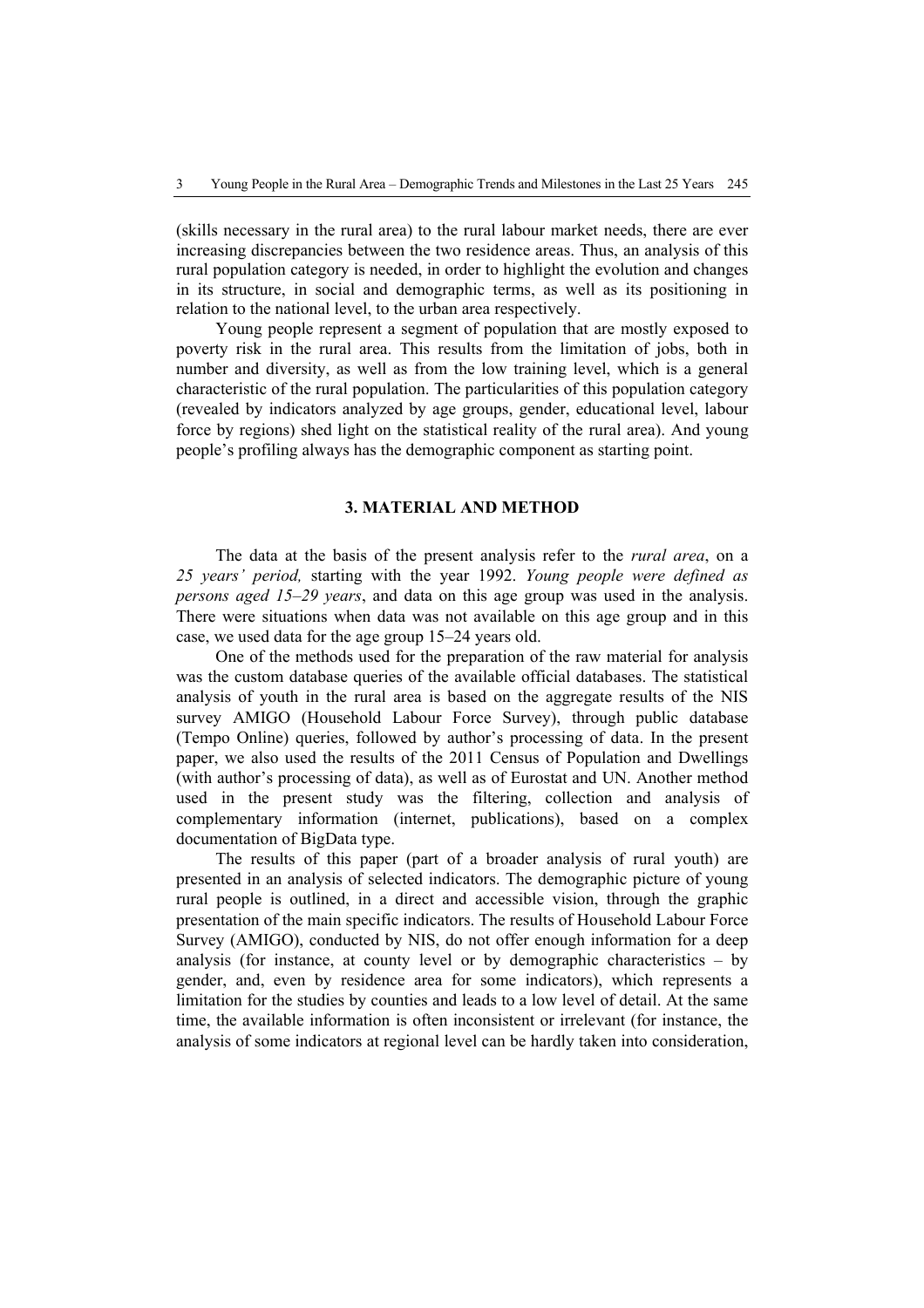(skills necessary in the rural area) to the rural labour market needs, there are ever increasing discrepancies between the two residence areas. Thus, an analysis of this rural population category is needed, in order to highlight the evolution and changes in its structure, in social and demographic terms, as well as its positioning in relation to the national level, to the urban area respectively.

Young people represent a segment of population that are mostly exposed to poverty risk in the rural area. This results from the limitation of jobs, both in number and diversity, as well as from the low training level, which is a general characteristic of the rural population. The particularities of this population category (revealed by indicators analyzed by age groups, gender, educational level, labour force by regions) shed light on the statistical reality of the rural area). And young people's profiling always has the demographic component as starting point.

## 3. MATERIAL AND METHOD

The data at the basis of the present analysis refer to the *rural area*, on a *25 years' period,* starting with the year 1992. *Young people were defined as persons aged 15–29 years*, and data on this age group was used in the analysis. There were situations when data was not available on this age group and in this case, we used data for the age group 15–24 years old.

One of the methods used for the preparation of the raw material for analysis was the custom database queries of the available official databases. The statistical analysis of youth in the rural area is based on the aggregate results of the NIS survey AMIGO (Household Labour Force Survey), through public database (Tempo Online) queries, followed by author's processing of data. In the present paper, we also used the results of the 2011 Census of Population and Dwellings (with author's processing of data), as well as of Eurostat and UN. Another method used in the present study was the filtering, collection and analysis of complementary information (internet, publications), based on a complex documentation of BigData type.

The results of this paper (part of a broader analysis of rural youth) are presented in an analysis of selected indicators. The demographic picture of young rural people is outlined, in a direct and accessible vision, through the graphic presentation of the main specific indicators. The results of Household Labour Force Survey (AMIGO), conducted by NIS, do not offer enough information for a deep analysis (for instance, at county level or by demographic characteristics – by gender, and, even by residence area for some indicators), which represents a limitation for the studies by counties and leads to a low level of detail. At the same time, the available information is often inconsistent or irrelevant (for instance, the analysis of some indicators at regional level can be hardly taken into consideration,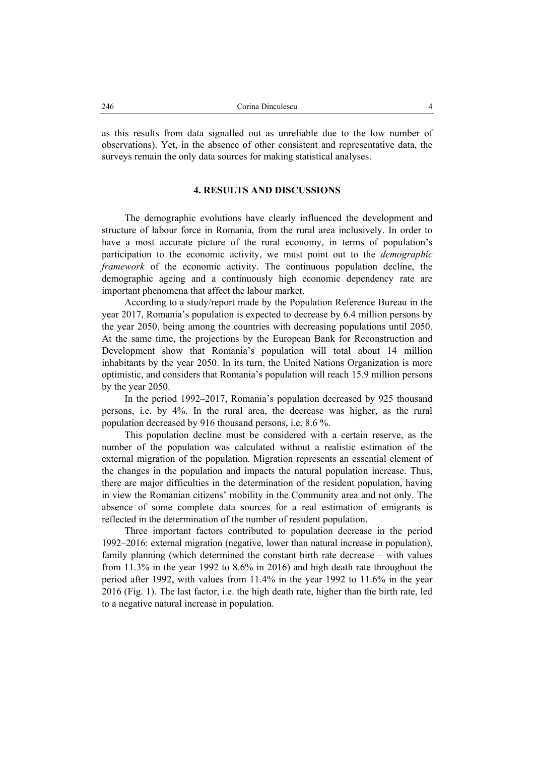as this results from data signalled out as unreliable due to the low number of observations). Yet, in the absence of other consistent and representative data, the surveys remain the only data sources for making statistical analyses.

## 4. RESULTS AND DISCUSSIONS

The demographic evolutions have clearly influenced the development and structure of labour force in Romania, from the rural area inclusively. In order to have a most accurate picture of the rural economy, in terms of population's participation to the economic activity, we must point out to the *demographic framework* of the economic activity. The continuous population decline, the demographic ageing and a continuously high economic dependency rate are important phenomena that affect the labour market.

According to a study/report made by the Population Reference Bureau in the year 2017, Romania's population is expected to decrease by 6.4 million persons by the year 2050, being among the countries with decreasing populations until 2050. At the same time, the projections by the European Bank for Reconstruction and Development show that Romania's population will total about 14 million inhabitants by the year 2050. In its turn, the United Nations Organization is more optimistic, and considers that Romania's population will reach 15.9 million persons by the year 2050.

In the period 1992–2017, Romania's population decreased by 925 thousand persons, i.e. by 4%. In the rural area, the decrease was higher, as the rural population decreased by 916 thousand persons, i.e. 8.6 %.

This population decline must be considered with a certain reserve, as the number of the population was calculated without a realistic estimation of the external migration of the population. Migration represents an essential element of the changes in the population and impacts the natural population increase. Thus, there are major difficulties in the determination of the resident population, having in view the Romanian citizens' mobility in the Community area and not only. The absence of some complete data sources for a real estimation of emigrants is reflected in the determination of the number of resident population.

Three important factors contributed to population decrease in the period 1992–2016: external migration (negative, lower than natural increase in population), family planning (which determined the constant birth rate decrease – with values from 11.3% in the year 1992 to 8.6% in 2016) and high death rate throughout the period after 1992, with values from 11.4% in the year 1992 to 11.6% in the year 2016 (Fig. 1). The last factor, i.e. the high death rate, higher than the birth rate, led to a negative natural increase in population.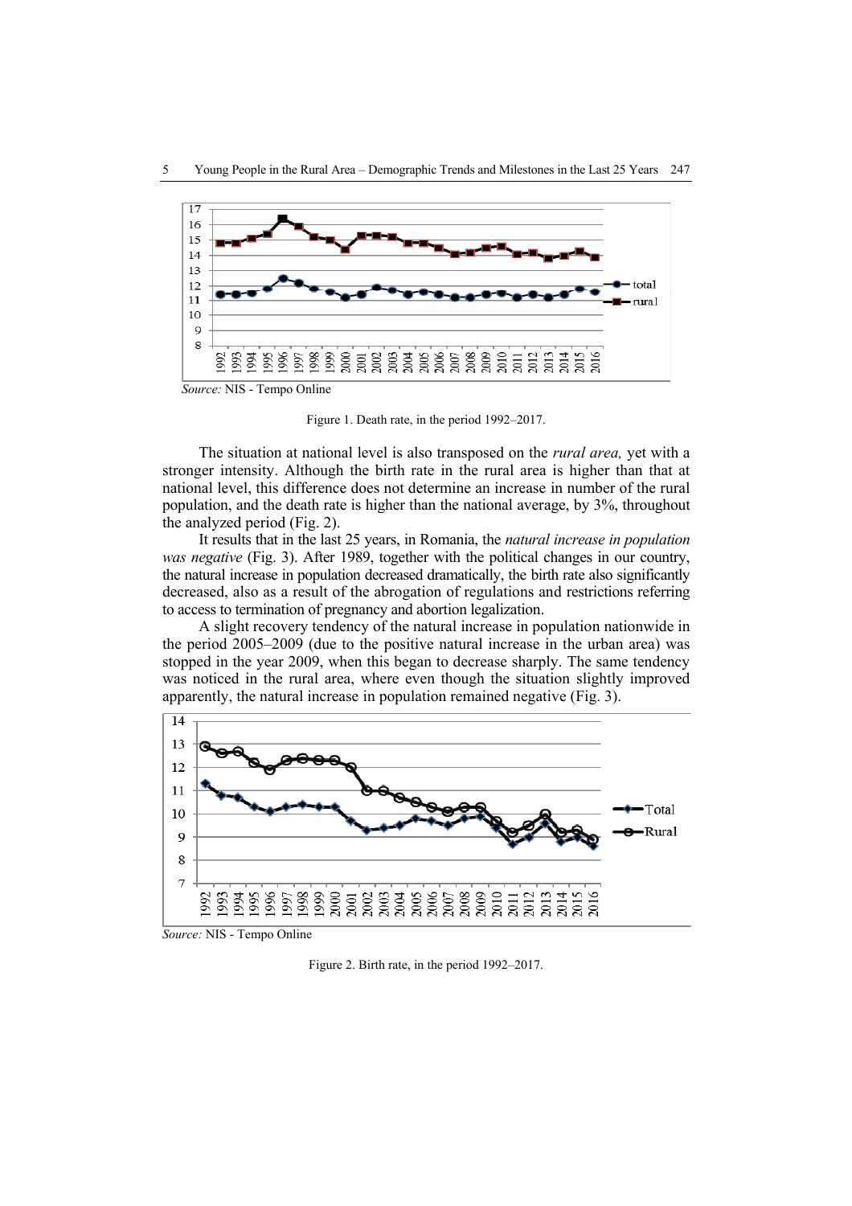Source: NIS - Tempo Online

Figure 1. Death rate, in the period 1992–2017.

The situation at national level is also transposed on the *rural area,* yet with a stronger intensity. Although the birth rate in the rural area is higher than that at national level, this difference does not determine an increase in number of the rural population, and the death rate is higher than the national average, by 3%, throughout the analyzed period (Fig. 2).

It results that in the last 25 years, in Romania, the *natural increase in population was negative* (Fig. 3). After 1989, together with the political changes in our country, the natural increase in population decreased dramatically, the birth rate also significantly decreased, also as a result of the abrogation of regulations and restrictions referring to access to termination of pregnancy and abortion legalization.

A slight recovery tendency of the natural increase in population nationwide in the period 2005–2009 (due to the positive natural increase in the urban area) was stopped in the year 2009, when this began to decrease sharply. The same tendency was noticed in the rural area, where even though the situation slightly improved apparently, the natural increase in population remained negative (Fig. 3).

Source: NIS - Tempo Online

Figure 2. Birth rate, in the period 1992–2017.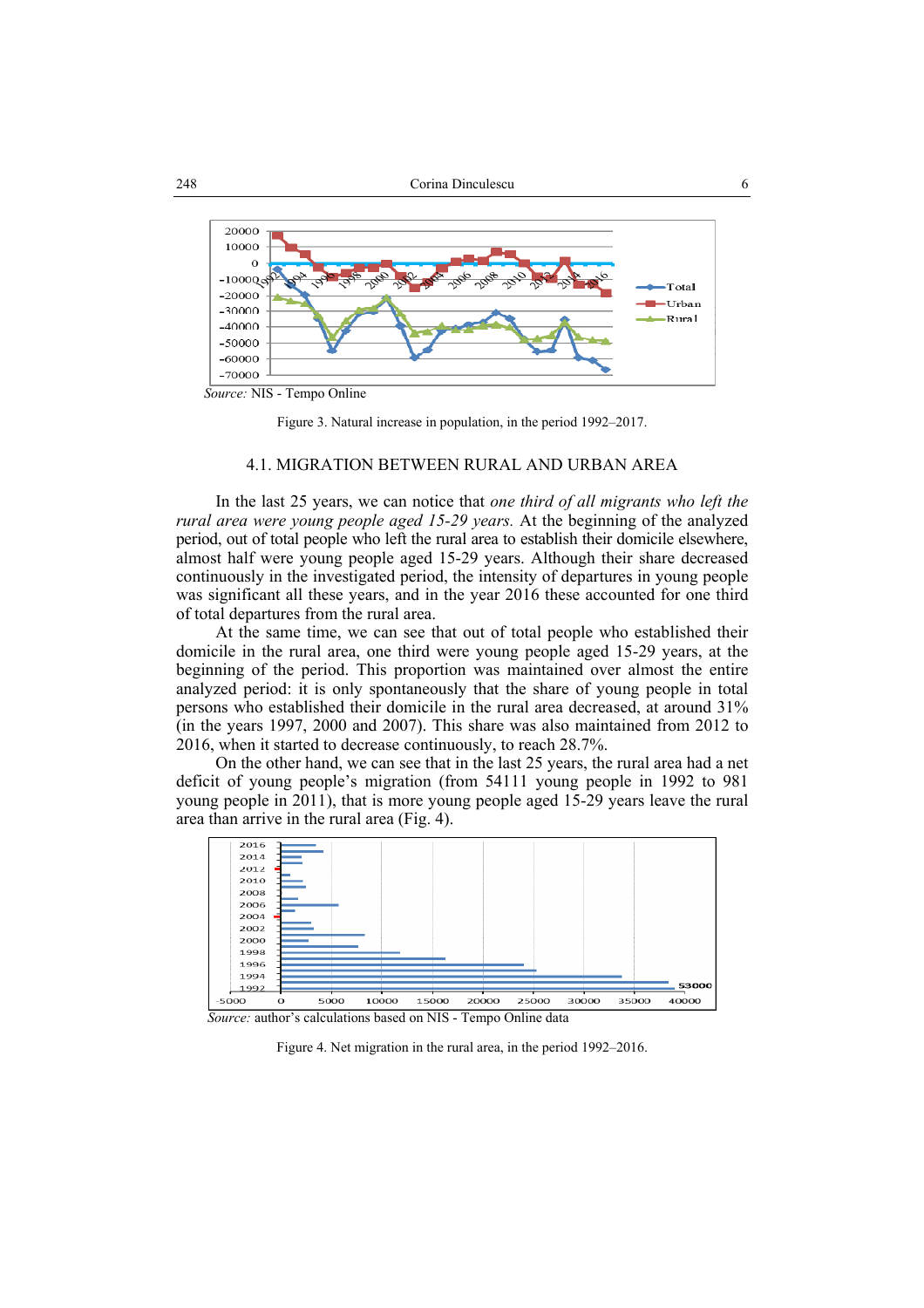*Source:* NIS - Tempo Online

Figure 3. Natural increase in population, in the period 1992–2017.

### 4.1. MIGRATION BETWEEN RURAL AND URBAN AREA

In the last 25 years, we can notice that *one third of all migrants who left the rural area were young people aged 15-29 years.* At the beginning of the analyzed period, out of total people who left the rural area to establish their domicile elsewhere, almost half were young people aged 15-29 years. Although their share decreased continuously in the investigated period, the intensity of departures in young people was significant all these years, and in the year 2016 these accounted for one third of total departures from the rural area.

At the same time, we can see that out of total people who established their domicile in the rural area, one third were young people aged 15-29 years, at the beginning of the period. This proportion was maintained over almost the entire analyzed period: it is only spontaneously that the share of young people in total persons who established their domicile in the rural area decreased, at around 31% (in the years 1997, 2000 and 2007). This share was also maintained from 2012 to 2016, when it started to decrease continuously, to reach 28.7%.

On the other hand, we can see that in the last 25 years, the rural area had a net deficit of young people's migration (from 54111 young people in 1992 to 981 young people in 2011), that is more young people aged 15-29 years leave the rural area than arrive in the rural area (Fig. 4).

*Source:* author's calculations based on NIS - Tempo Online data

Figure 4. Net migration in the rural area, in the period 1992–2016.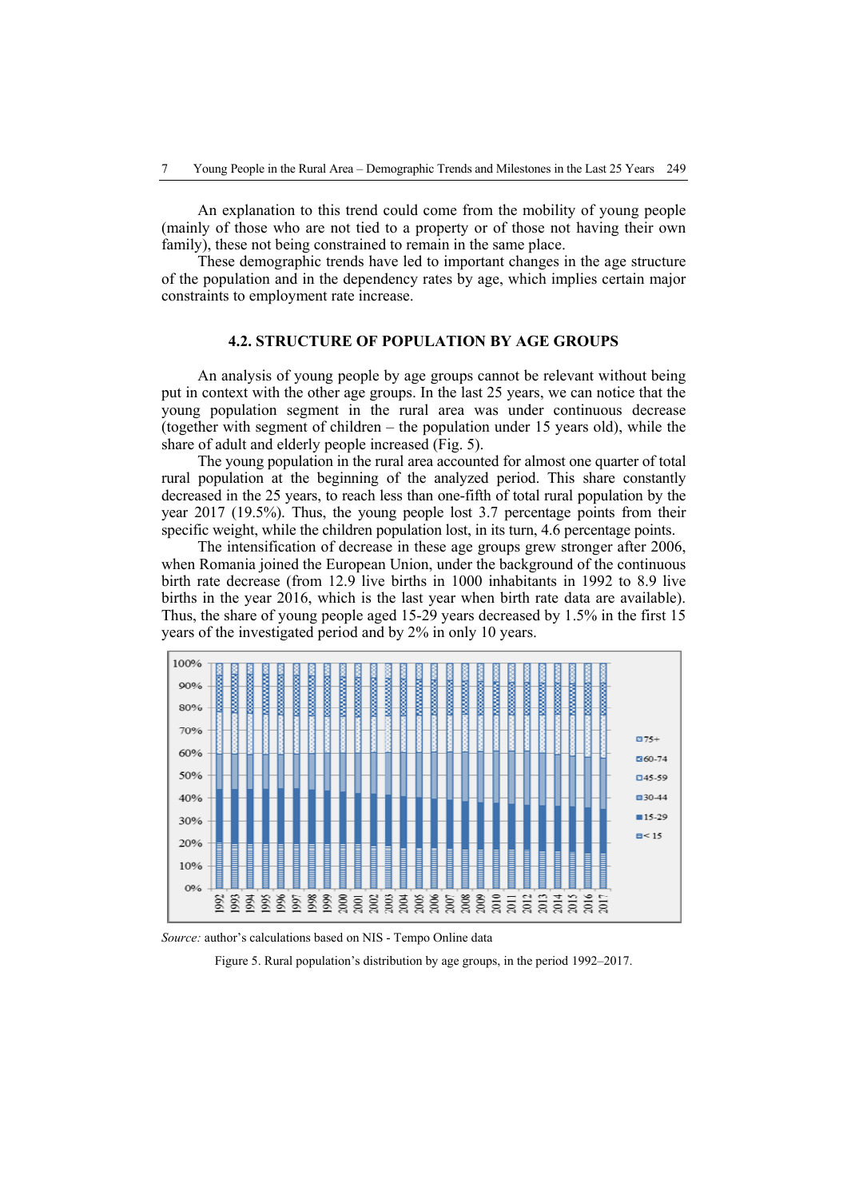An explanation to this trend could come from the mobility of young people (mainly of those who are not tied to a property or of those not having their own family), these not being constrained to remain in the same place.

These demographic trends have led to important changes in the age structure of the population and in the dependency rates by age, which implies certain major constraints to employment rate increase.

## 4.2. STRUCTURE OF POPULATION BY AGE GROUPS

An analysis of young people by age groups cannot be relevant without being put in context with the other age groups. In the last 25 years, we can notice that the young population segment in the rural area was under continuous decrease (together with segment of children – the population under 15 years old), while the share of adult and elderly people increased (Fig. 5).

The young population in the rural area accounted for almost one quarter of total rural population at the beginning of the analyzed period. This share constantly decreased in the 25 years, to reach less than one-fifth of total rural population by the year 2017 (19.5%). Thus, the young people lost 3.7 percentage points from their specific weight, while the children population lost, in its turn, 4.6 percentage points.

The intensification of decrease in these age groups grew stronger after 2006, when Romania joined the European Union, under the background of the continuous birth rate decrease (from 12.9 live births in 1000 inhabitants in 1992 to 8.9 live births in the year 2016, which is the last year when birth rate data are available). Thus, the share of young people aged 15-29 years decreased by 1.5% in the first 15 years of the investigated period and by 2% in only 10 years.

*Source:* author's calculations based on NIS - Tempo Online data

Figure 5. Rural population's distribution by age groups, in the period 1992–2017.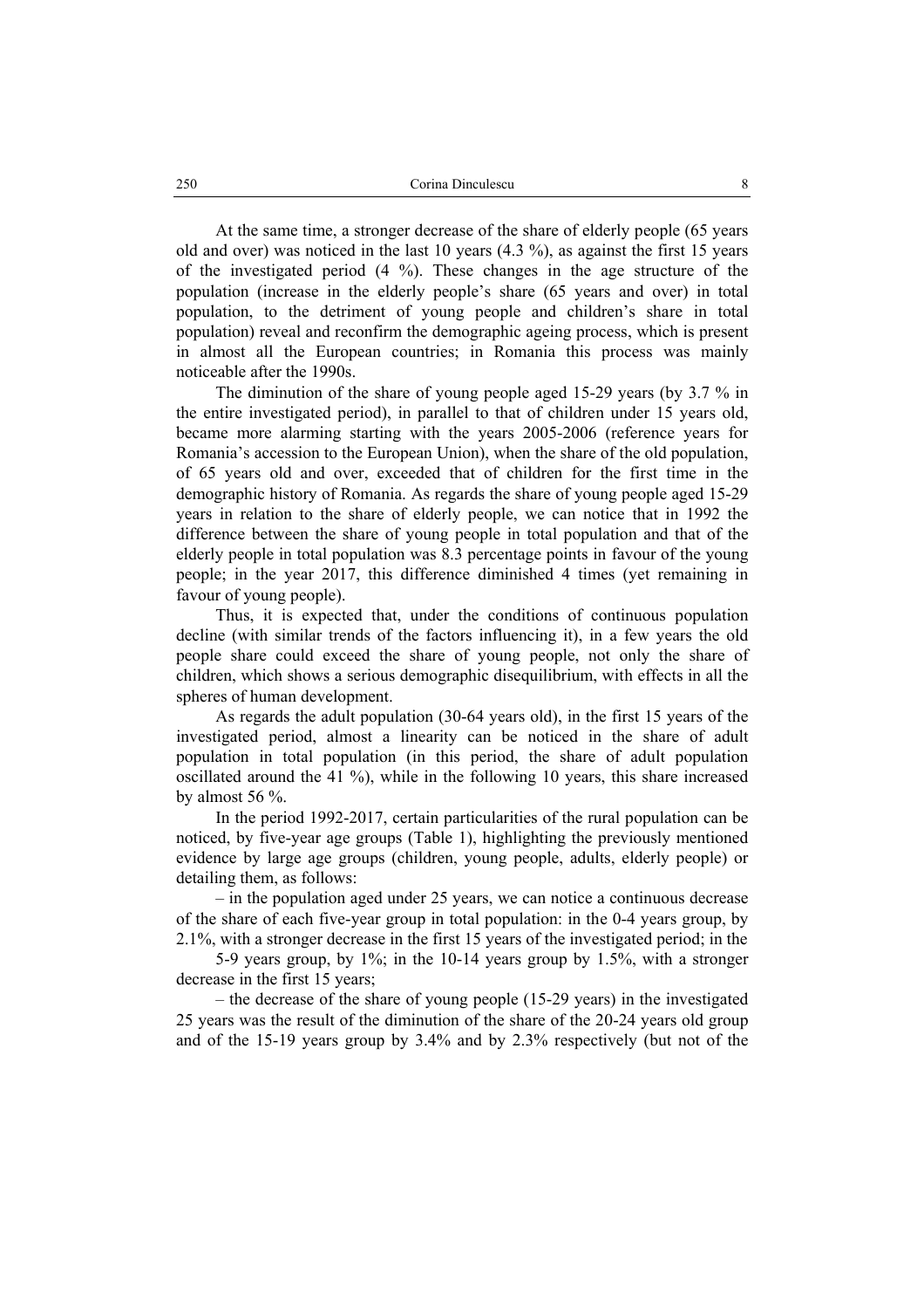At the same time, a stronger decrease of the share of elderly people (65 years old and over) was noticed in the last 10 years (4.3 %), as against the first 15 years of the investigated period (4 %). These changes in the age structure of the population (increase in the elderly people's share (65 years and over) in total population, to the detriment of young people and children's share in total population) reveal and reconfirm the demographic ageing process, which is present in almost all the European countries; in Romania this process was mainly noticeable after the 1990s.

The diminution of the share of young people aged 15-29 years (by 3.7 % in the entire investigated period), in parallel to that of children under 15 years old, became more alarming starting with the years 2005-2006 (reference years for Romania's accession to the European Union), when the share of the old population, of 65 years old and over, exceeded that of children for the first time in the demographic history of Romania. As regards the share of young people aged 15-29 years in relation to the share of elderly people, we can notice that in 1992 the difference between the share of young people in total population and that of the elderly people in total population was 8.3 percentage points in favour of the young people; in the year 2017, this difference diminished 4 times (yet remaining in favour of young people).

Thus, it is expected that, under the conditions of continuous population decline (with similar trends of the factors influencing it), in a few years the old people share could exceed the share of young people, not only the share of children, which shows a serious demographic disequilibrium, with effects in all the spheres of human development.

As regards the adult population (30-64 years old), in the first 15 years of the investigated period, almost a linearity can be noticed in the share of adult population in total population (in this period, the share of adult population oscillated around the 41 %), while in the following 10 years, this share increased by almost 56 %.

In the period 1992-2017, certain particularities of the rural population can be noticed, by five-year age groups (Table 1), highlighting the previously mentioned evidence by large age groups (children, young people, adults, elderly people) or detailing them, as follows:

– in the population aged under 25 years, we can notice a continuous decrease of the share of each five-year group in total population: in the 0-4 years group, by 2.1%, with a stronger decrease in the first 15 years of the investigated period; in the 5-9 years group, by 1%; in the 10-14 years group by 1.5%, with a stronger decrease in the first 15 years;

– the decrease of the share of young people (15-29 years) in the investigated 25 years was the result of the diminution of the share of the 20-24 years old group and of the 15-19 years group by 3.4% and by 2.3% respectively (but not of the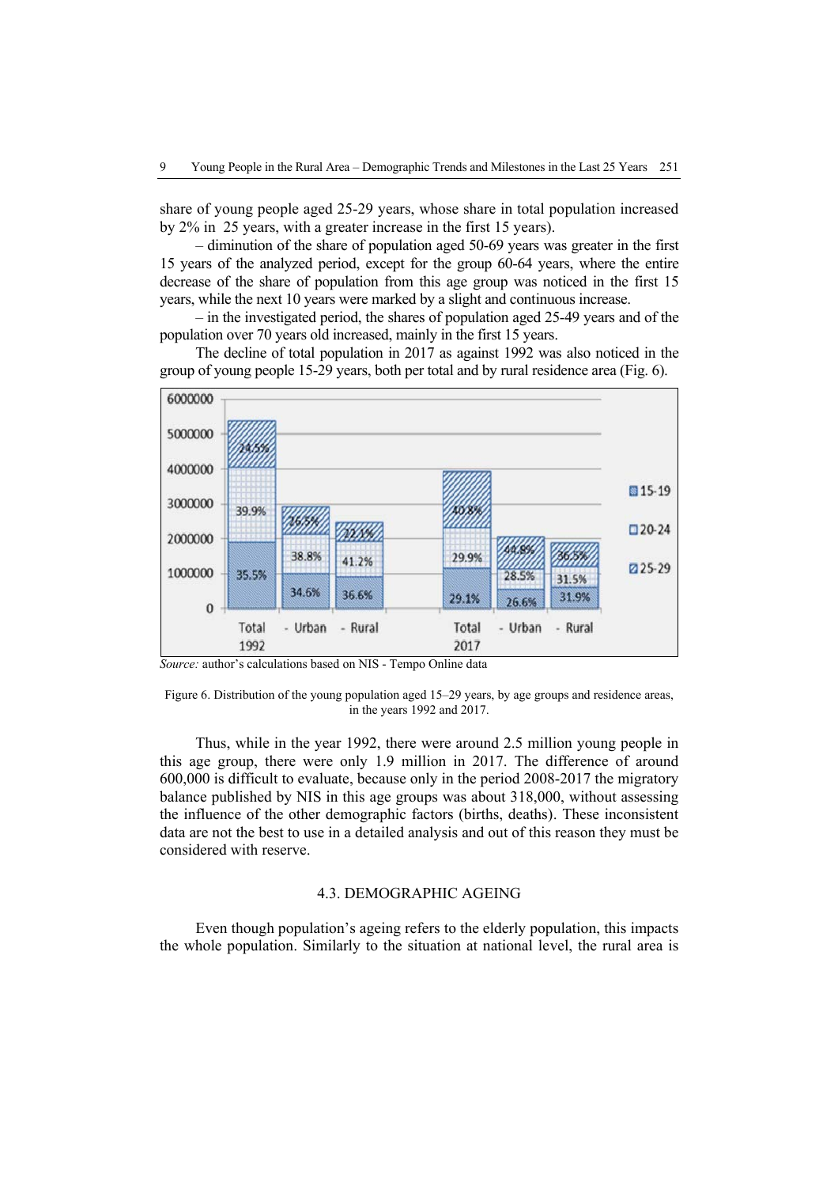share of young people aged 25-29 years, whose share in total population increased by 2% in 25 years, with a greater increase in the first 15 years).

– diminution of the share of population aged 50-69 years was greater in the first 15 years of the analyzed period, except for the group 60-64 years, where the entire decrease of the share of population from this age group was noticed in the first 15 years, while the next 10 years were marked by a slight and continuous increase.

– in the investigated period, the shares of population aged 25-49 years and of the population over 70 years old increased, mainly in the first 15 years.

The decline of total population in 2017 as against 1992 was also noticed in the group of young people 15-29 years, both per total and by rural residence area (Fig. 6).

*Source:* author's calculations based on NIS - Tempo Online data

Figure 6. Distribution of the young population aged 15–29 years, by age groups and residence areas, in the years 1992 and 2017.

Thus, while in the year 1992, there were around 2.5 million young people in this age group, there were only 1.9 million in 2017. The difference of around 600,000 is difficult to evaluate, because only in the period 2008-2017 the migratory balance published by NIS in this age groups was about 318,000, without assessing the influence of the other demographic factors (births, deaths). These inconsistent data are not the best to use in a detailed analysis and out of this reason they must be considered with reserve.

## 4.3. DEMOGRAPHIC AGEING

Even though population's ageing refers to the elderly population, this impacts the whole population. Similarly to the situation at national level, the rural area is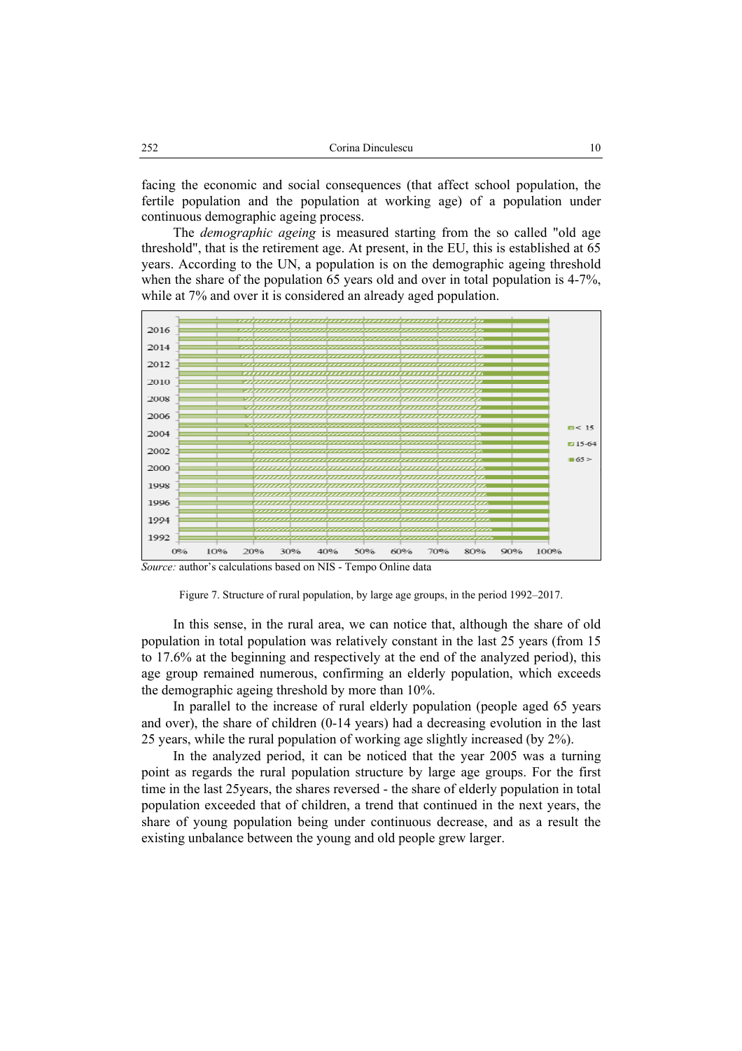facing the economic and social consequences (that affect school population, the fertile population and the population at working age) of a population under continuous demographic ageing process.

The *demographic ageing* is measured starting from the so called "old age threshold", that is the retirement age. At present, in the EU, this is established at 65 years. According to the UN, a population is on the demographic ageing threshold when the share of the population 65 years old and over in total population is 4-7%, while at 7% and over it is considered an already aged population.

*Source:* author's calculations based on NIS - Tempo Online data

Figure 7. Structure of rural population, by large age groups, in the period 1992–2017.

In this sense, in the rural area, we can notice that, although the share of old population in total population was relatively constant in the last 25 years (from 15 to 17.6% at the beginning and respectively at the end of the analyzed period), this age group remained numerous, confirming an elderly population, which exceeds the demographic ageing threshold by more than 10%.

In parallel to the increase of rural elderly population (people aged 65 years and over), the share of children (0-14 years) had a decreasing evolution in the last 25 years, while the rural population of working age slightly increased (by 2%).

In the analyzed period, it can be noticed that the year 2005 was a turning point as regards the rural population structure by large age groups. For the first time in the last 25years, the shares reversed - the share of elderly population in total population exceeded that of children, a trend that continued in the next years, the share of young population being under continuous decrease, and as a result the existing unbalance between the young and old people grew larger.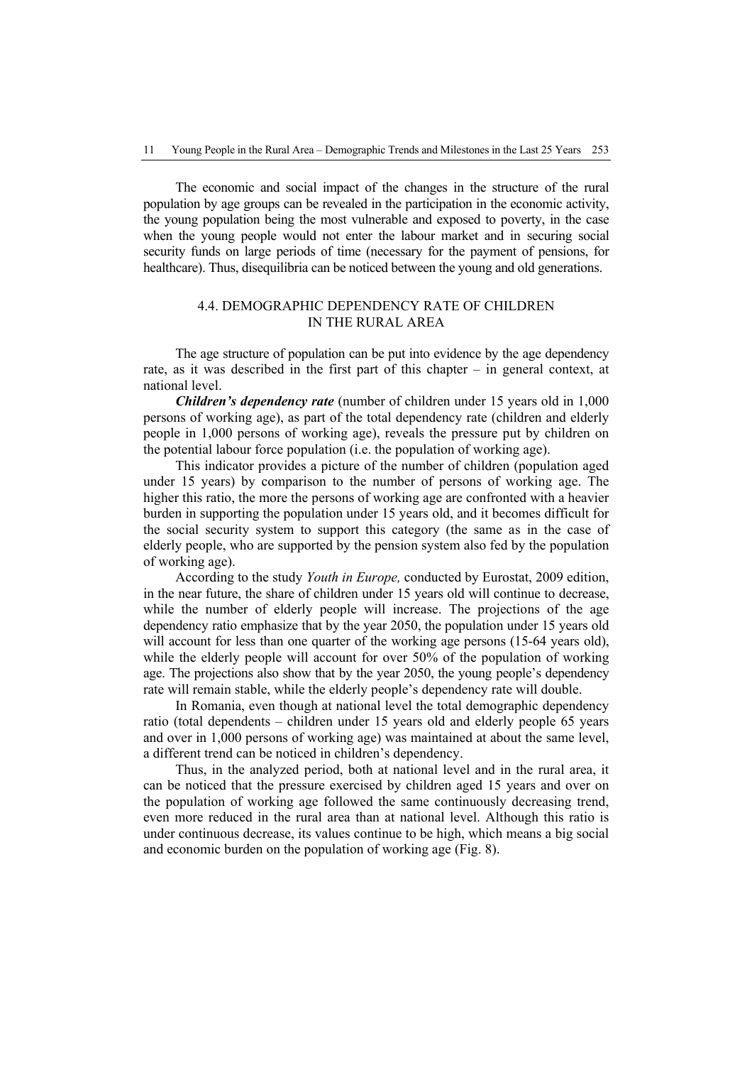The economic and social impact of the changes in the structure of the rural population by age groups can be revealed in the participation in the economic activity, the young population being the most vulnerable and exposed to poverty, in the case when the young people would not enter the labour market and in securing social security funds on large periods of time (necessary for the payment of pensions, for healthcare). Thus, disequilibria can be noticed between the young and old generations.

### 4.4. DEMOGRAPHIC DEPENDENCY RATE OF CHILDREN IN THE RURAL AREA

The age structure of population can be put into evidence by the age dependency rate, as it was described in the first part of this chapter – in general context, at national level.

***Children's dependency rate*** (number of children under 15 years old in 1,000 persons of working age), as part of the total dependency rate (children and elderly people in 1,000 persons of working age), reveals the pressure put by children on the potential labour force population (i.e. the population of working age).

This indicator provides a picture of the number of children (population aged under 15 years) by comparison to the number of persons of working age. The higher this ratio, the more the persons of working age are confronted with a heavier burden in supporting the population under 15 years old, and it becomes difficult for the social security system to support this category (the same as in the case of elderly people, who are supported by the pension system also fed by the population of working age).

According to the study *Youth in Europe,* conducted by Eurostat, 2009 edition, in the near future, the share of children under 15 years old will continue to decrease, while the number of elderly people will increase. The projections of the age dependency ratio emphasize that by the year 2050, the population under 15 years old will account for less than one quarter of the working age persons (15-64 years old), while the elderly people will account for over 50% of the population of working age. The projections also show that by the year 2050, the young people's dependency rate will remain stable, while the elderly people's dependency rate will double.

In Romania, even though at national level the total demographic dependency ratio (total dependents – children under 15 years old and elderly people 65 years and over in 1,000 persons of working age) was maintained at about the same level, a different trend can be noticed in children's dependency.

Thus, in the analyzed period, both at national level and in the rural area, it can be noticed that the pressure exercised by children aged 15 years and over on the population of working age followed the same continuously decreasing trend, even more reduced in the rural area than at national level. Although this ratio is under continuous decrease, its values continue to be high, which means a big social and economic burden on the population of working age (Fig. 8).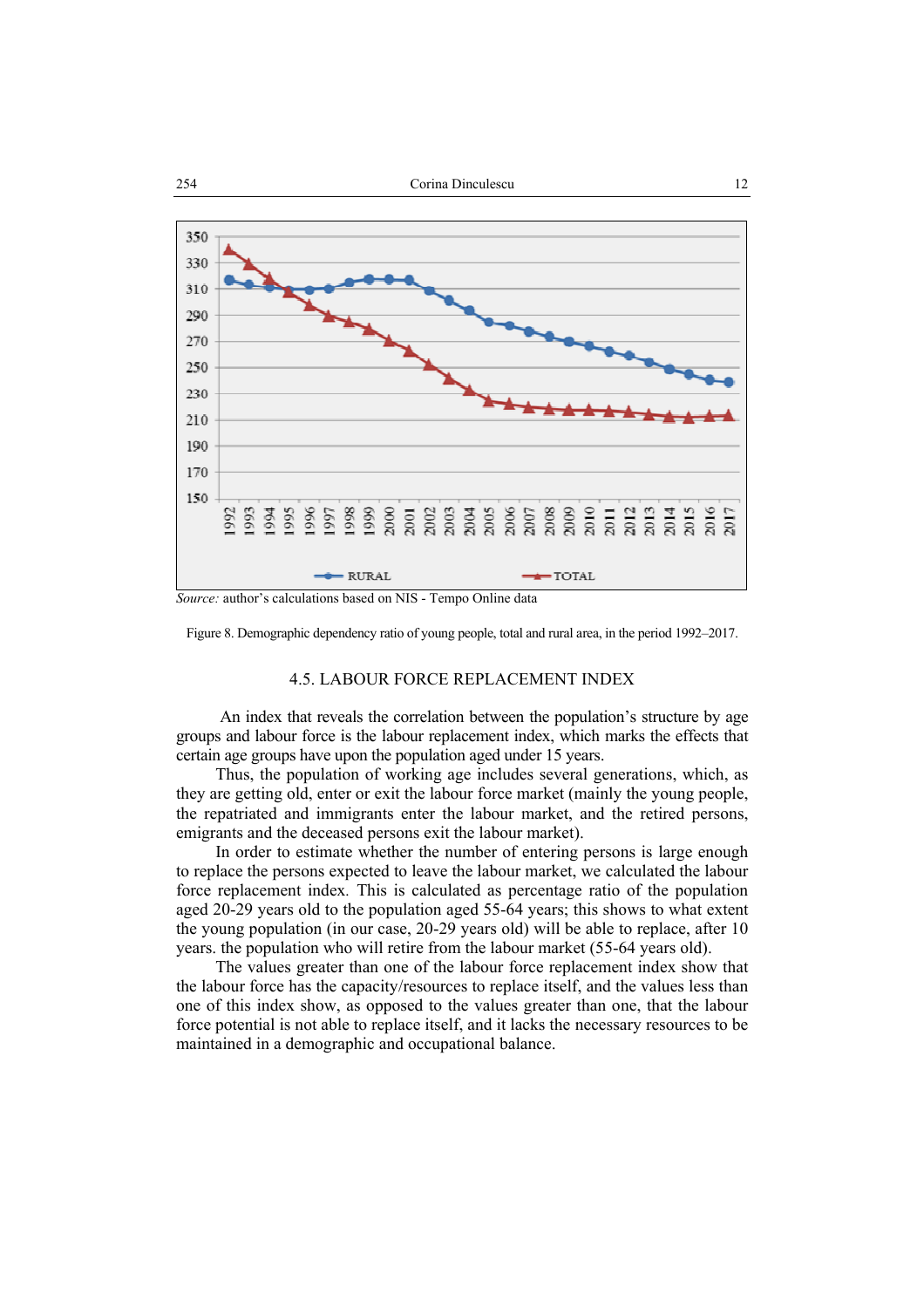Source: author's calculations based on NIS - Tempo Online data

Figure 8. Demographic dependency ratio of young people, total and rural area, in the period 1992–2017.

## 4.5. LABOUR FORCE REPLACEMENT INDEX

An index that reveals the correlation between the population's structure by age groups and labour force is the labour replacement index, which marks the effects that certain age groups have upon the population aged under 15 years.

Thus, the population of working age includes several generations, which, as they are getting old, enter or exit the labour force market (mainly the young people, the repatriated and immigrants enter the labour market, and the retired persons, emigrants and the deceased persons exit the labour market).

In order to estimate whether the number of entering persons is large enough to replace the persons expected to leave the labour market, we calculated the labour force replacement index. This is calculated as percentage ratio of the population aged 20-29 years old to the population aged 55-64 years; this shows to what extent the young population (in our case, 20-29 years old) will be able to replace, after 10 years. the population who will retire from the labour market (55-64 years old).

The values greater than one of the labour force replacement index show that the labour force has the capacity/resources to replace itself, and the values less than one of this index show, as opposed to the values greater than one, that the labour force potential is not able to replace itself, and it lacks the necessary resources to be maintained in a demographic and occupational balance.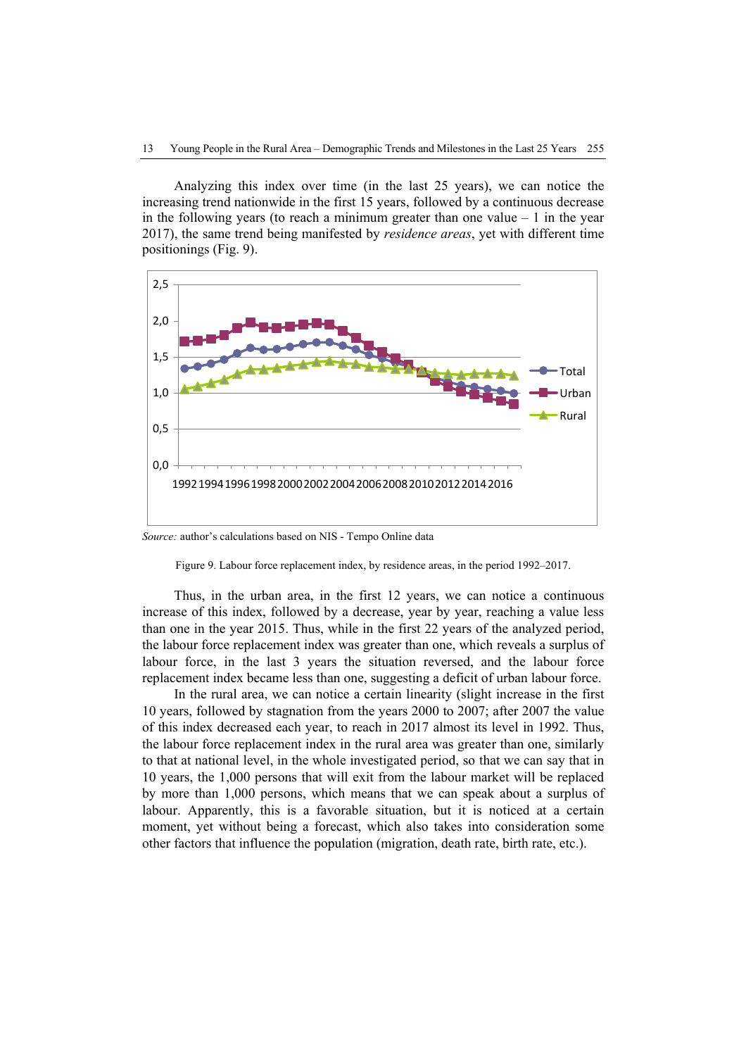Analyzing this index over time (in the last 25 years), we can notice the increasing trend nationwide in the first 15 years, followed by a continuous decrease in the following years (to reach a minimum greater than one value – 1 in the year 2017), the same trend being manifested by *residence areas*, yet with different time positionings (Fig. 9).

*Source:* author's calculations based on NIS - Tempo Online data

Figure 9. Labour force replacement index, by residence areas, in the period 1992–2017.

Thus, in the urban area, in the first 12 years, we can notice a continuous increase of this index, followed by a decrease, year by year, reaching a value less than one in the year 2015. Thus, while in the first 22 years of the analyzed period, the labour force replacement index was greater than one, which reveals a surplus of labour force, in the last 3 years the situation reversed, and the labour force replacement index became less than one, suggesting a deficit of urban labour force.

In the rural area, we can notice a certain linearity (slight increase in the first 10 years, followed by stagnation from the years 2000 to 2007; after 2007 the value of this index decreased each year, to reach in 2017 almost its level in 1992. Thus, the labour force replacement index in the rural area was greater than one, similarly to that at national level, in the whole investigated period, so that we can say that in 10 years, the 1,000 persons that will exit from the labour market will be replaced by more than 1,000 persons, which means that we can speak about a surplus of labour. Apparently, this is a favorable situation, but it is noticed at a certain moment, yet without being a forecast, which also takes into consideration some other factors that influence the population (migration, death rate, birth rate, etc.).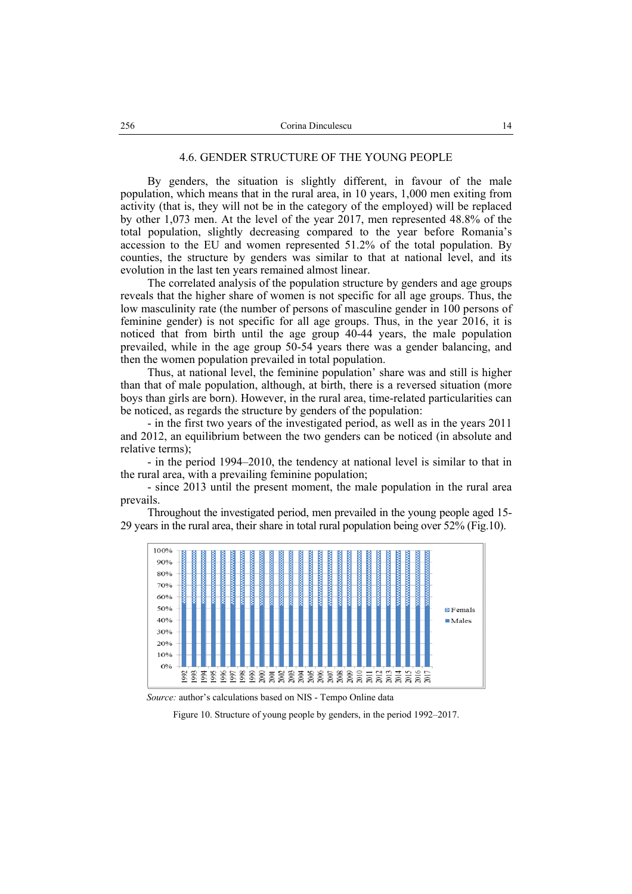### 4.6. GENDER STRUCTURE OF THE YOUNG PEOPLE

By genders, the situation is slightly different, in favour of the male population, which means that in the rural area, in 10 years, 1,000 men exiting from activity (that is, they will not be in the category of the employed) will be replaced by other 1,073 men. At the level of the year 2017, men represented 48.8% of the total population, slightly decreasing compared to the year before Romania's accession to the EU and women represented 51.2% of the total population. By counties, the structure by genders was similar to that at national level, and its evolution in the last ten years remained almost linear.

The correlated analysis of the population structure by genders and age groups reveals that the higher share of women is not specific for all age groups. Thus, the low masculinity rate (the number of persons of masculine gender in 100 persons of feminine gender) is not specific for all age groups. Thus, in the year 2016, it is noticed that from birth until the age group 40-44 years, the male population prevailed, while in the age group 50-54 years there was a gender balancing, and then the women population prevailed in total population.

Thus, at national level, the feminine population' share was and still is higher than that of male population, although, at birth, there is a reversed situation (more boys than girls are born). However, in the rural area, time-related particularities can be noticed, as regards the structure by genders of the population:

- in the first two years of the investigated period, as well as in the years 2011 and 2012, an equilibrium between the two genders can be noticed (in absolute and relative terms);
- in the period 1994–2010, the tendency at national level is similar to that in the rural area, with a prevailing feminine population;
- since 2013 until the present moment, the male population in the rural area prevails.

Throughout the investigated period, men prevailed in the young people aged 15-29 years in the rural area, their share in total rural population being over 52% (Fig.10).

*Source:* author's calculations based on NIS - Tempo Online data

Figure 10. Structure of young people by genders, in the period 1992–2017.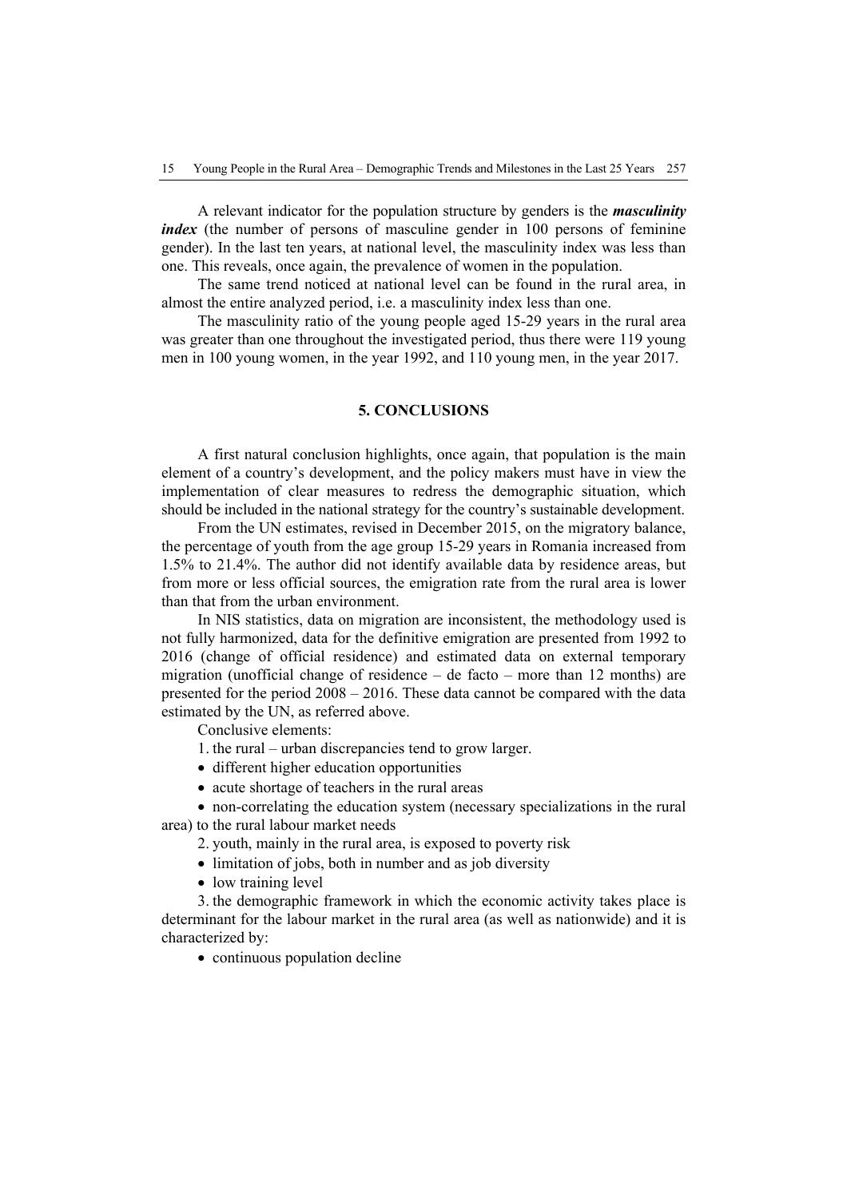A relevant indicator for the population structure by genders is the ***masculinity index*** (the number of persons of masculine gender in 100 persons of feminine gender). In the last ten years, at national level, the masculinity index was less than one. This reveals, once again, the prevalence of women in the population.

The same trend noticed at national level can be found in the rural area, in almost the entire analyzed period, i.e. a masculinity index less than one.

The masculinity ratio of the young people aged 15-29 years in the rural area was greater than one throughout the investigated period, thus there were 119 young men in 100 young women, in the year 1992, and 110 young men, in the year 2017.

## 5. CONCLUSIONS

A first natural conclusion highlights, once again, that population is the main element of a country's development, and the policy makers must have in view the implementation of clear measures to redress the demographic situation, which should be included in the national strategy for the country's sustainable development.

From the UN estimates, revised in December 2015, on the migratory balance, the percentage of youth from the age group 15-29 years in Romania increased from 1.5% to 21.4%. The author did not identify available data by residence areas, but from more or less official sources, the emigration rate from the rural area is lower than that from the urban environment.

In NIS statistics, data on migration are inconsistent, the methodology used is not fully harmonized, data for the definitive emigration are presented from 1992 to 2016 (change of official residence) and estimated data on external temporary migration (unofficial change of residence – de facto – more than 12 months) are presented for the period 2008 – 2016. These data cannot be compared with the data estimated by the UN, as referred above.

Conclusive elements:

1. the rural – urban discrepancies tend to grow larger.
   - different higher education opportunities
   - acute shortage of teachers in the rural areas
   - non-correlating the education system (necessary specializations in the rural area) to the rural labour market needs
2. youth, mainly in the rural area, is exposed to poverty risk
   - limitation of jobs, both in number and as job diversity
   - low training level
3. the demographic framework in which the economic activity takes place is determinant for the labour market in the rural area (as well as nationwide) and it is characterized by:
   - continuous population decline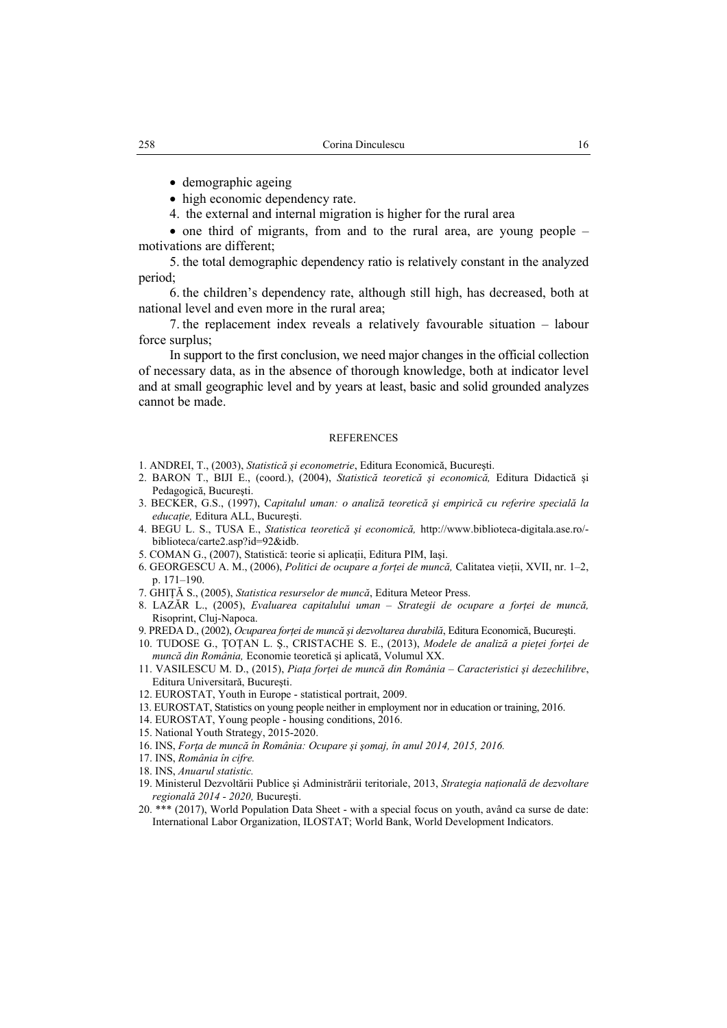- demographic ageing
- high economic dependency rate.

4. the external and internal migration is higher for the rural area

- one third of migrants, from and to the rural area, are young people – motivations are different;

5. the total demographic dependency ratio is relatively constant in the analyzed period;

6. the children's dependency rate, although still high, has decreased, both at national level and even more in the rural area;

7. the replacement index reveals a relatively favourable situation – labour force surplus;

In support to the first conclusion, we need major changes in the official collection of necessary data, as in the absence of thorough knowledge, both at indicator level and at small geographic level and by years at least, basic and solid grounded analyzes cannot be made.

## REFERENCES

1. ANDREI, T., (2003), *Statistică şi econometrie*, Editura Economică, Bucureşti.
2. BARON T., BIJI E., (coord.), (2004), *Statistică teoretică şi economică,* Editura Didactică şi Pedagogică, Bucureşti.
3. BECKER, G.S., (1997), C*apitalul uman: o analiză teoretică şi empirică cu referire specială la educaţie,* Editura ALL, Bucureşti.
4. BEGU L. S., TUSA E., *Statistica teoretică şi economică,* http://www.biblioteca-digitala.ase.ro/-biblioteca/carte2.asp?id=92&idb.
5. COMAN G., (2007), Statistică: teorie si aplicaţii, Editura PIM, Iaşi.
6. GEORGESCU A. M., (2006), *Politici de ocupare a forţei de muncă,* Calitatea vieţii, XVII, nr. 1–2, p. 171–190.
7. GHIŢĂ S., (2005), *Statistica resurselor de muncă*, Editura Meteor Press.
8. LAZĂR L., (2005), *Evaluarea capitalului uman – Strategii de ocupare a forţei de muncă,* Risoprint, Cluj-Napoca.
9. PREDA D., (2002), *Ocuparea forţei de muncă şi dezvoltarea durabilă*, Editura Economică, Bucureşti.
10. TUDOSE G., ŢOŢAN L. Ş., CRISTACHE S. E., (2013), *Modele de analiză a pieţei forţei de muncă din România,* Economie teoretică şi aplicată, Volumul XX.
11. VASILESCU M. D., (2015), *Piaţa forţei de muncă din România – Caracteristici şi dezechilibre*, Editura Universitară, Bucureşti.
12. EUROSTAT, Youth in Europe - statistical portrait, 2009.
13. EUROSTAT, Statistics on young people neither in employment nor in education or training, 2016.
14. EUROSTAT, Young people - housing conditions, 2016.
15. National Youth Strategy, 2015-2020.
16. INS, *Forţa de muncă în România: Ocupare şi şomaj, în anul 2014, 2015, 2016.*
17. INS, *România în cifre.*
18. INS, *Anuarul statistic.*
19. Ministerul Dezvoltării Publice şi Administrării teritoriale, 2013, *Strategia naţională de dezvoltare regională 2014 - 2020,* Bucureşti.
20. *** (2017), World Population Data Sheet - with a special focus on youth, având ca surse de date: International Labor Organization, ILOSTAT; World Bank, World Development Indicators.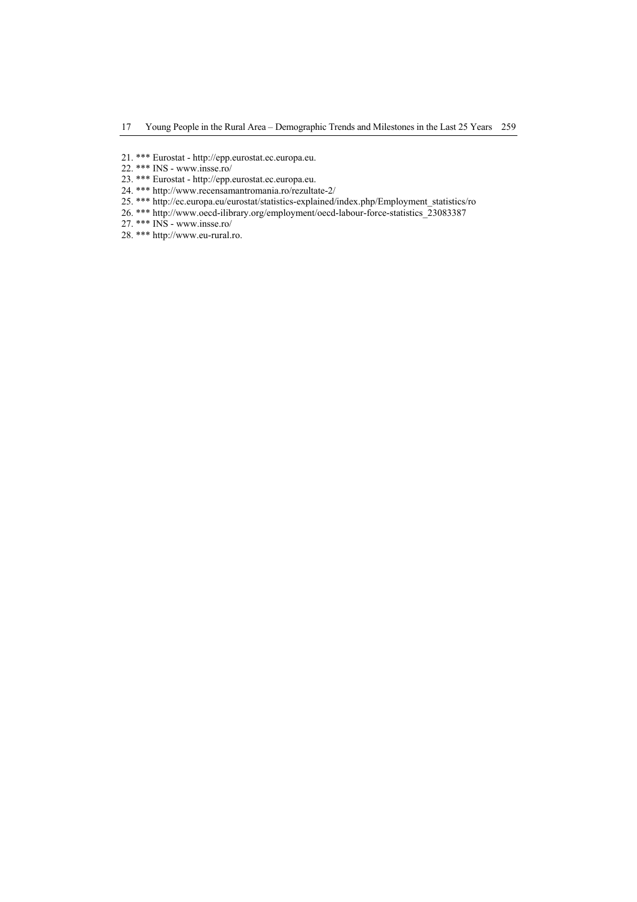21. *** Eurostat - http://epp.eurostat.ec.europa.eu.
22. *** INS - www.insse.ro/
23. *** Eurostat - http://epp.eurostat.ec.europa.eu.
24. *** http://www.recensamantromania.ro/rezultate-2/
25. *** http://ec.europa.eu/eurostat/statistics-explained/index.php/Employment_statistics/ro
26. *** http://www.oecd-ilibrary.org/employment/oecd-labour-force-statistics_23083387
27. *** INS - www.insse.ro/
28. *** http://www.eu-rural.ro.